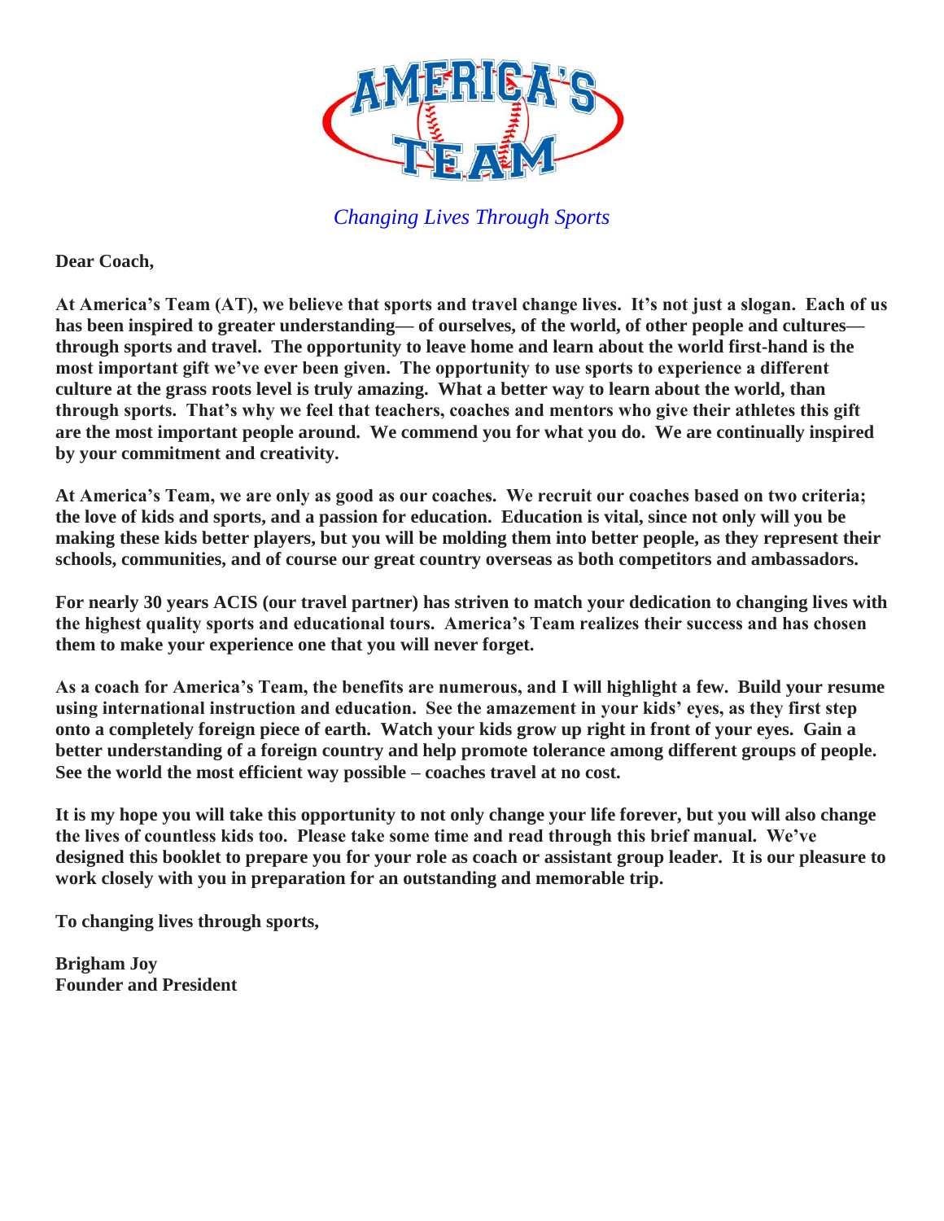*Changing Lives Through Sports*

**Dear Coach,**

**At America's Team (AT), we believe that sports and travel change lives. It's not just a slogan. Each of us has been inspired to greater understanding— of ourselves, of the world, of other people and cultures— through sports and travel. The opportunity to leave home and learn about the world first-hand is the most important gift we've ever been given. The opportunity to use sports to experience a different culture at the grass roots level is truly amazing. What a better way to learn about the world, than through sports. That's why we feel that teachers, coaches and mentors who give their athletes this gift are the most important people around. We commend you for what you do. We are continually inspired by your commitment and creativity.**

**At America's Team, we are only as good as our coaches. We recruit our coaches based on two criteria; the love of kids and sports, and a passion for education. Education is vital, since not only will you be making these kids better players, but you will be molding them into better people, as they represent their schools, communities, and of course our great country overseas as both competitors and ambassadors.**

**For nearly 30 years ACIS (our travel partner) has striven to match your dedication to changing lives with the highest quality sports and educational tours. America's Team realizes their success and has chosen them to make your experience one that you will never forget.**

**As a coach for America's Team, the benefits are numerous, and I will highlight a few. Build your resume using international instruction and education. See the amazement in your kids' eyes, as they first step onto a completely foreign piece of earth. Watch your kids grow up right in front of your eyes. Gain a better understanding of a foreign country and help promote tolerance among different groups of people. See the world the most efficient way possible – coaches travel at no cost.**

**It is my hope you will take this opportunity to not only change your life forever, but you will also change the lives of countless kids too. Please take some time and read through this brief manual. We've designed this booklet to prepare you for your role as coach or assistant group leader. It is our pleasure to work closely with you in preparation for an outstanding and memorable trip.**

**To changing lives through sports,**

**Brigham Joy**
**Founder and President**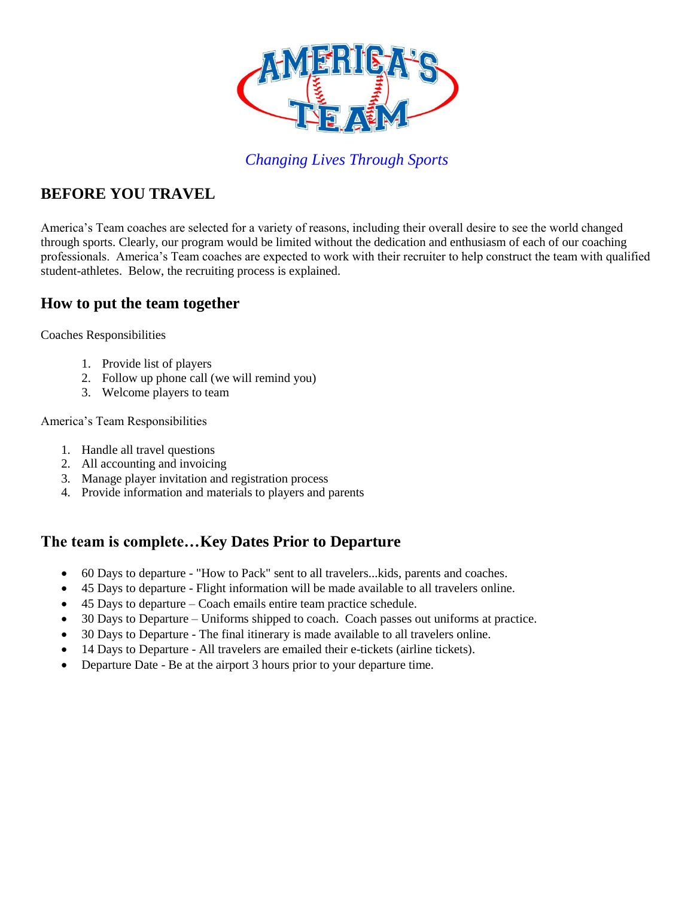*Changing Lives Through Sports*

## BEFORE YOU TRAVEL

America's Team coaches are selected for a variety of reasons, including their overall desire to see the world changed through sports. Clearly, our program would be limited without the dedication and enthusiasm of each of our coaching professionals. America's Team coaches are expected to work with their recruiter to help construct the team with qualified student-athletes. Below, the recruiting process is explained.

### How to put the team together

Coaches Responsibilities

1. Provide list of players
2. Follow up phone call (we will remind you)
3. Welcome players to team

America's Team Responsibilities

1. Handle all travel questions
2. All accounting and invoicing
3. Manage player invitation and registration process
4. Provide information and materials to players and parents

### The team is complete…Key Dates Prior to Departure

- 60 Days to departure - "How to Pack" sent to all travelers...kids, parents and coaches.
- 45 Days to departure - Flight information will be made available to all travelers online.
- 45 Days to departure – Coach emails entire team practice schedule.
- 30 Days to Departure – Uniforms shipped to coach. Coach passes out uniforms at practice.
- 30 Days to Departure - The final itinerary is made available to all travelers online.
- 14 Days to Departure - All travelers are emailed their e-tickets (airline tickets).
- Departure Date - Be at the airport 3 hours prior to your departure time.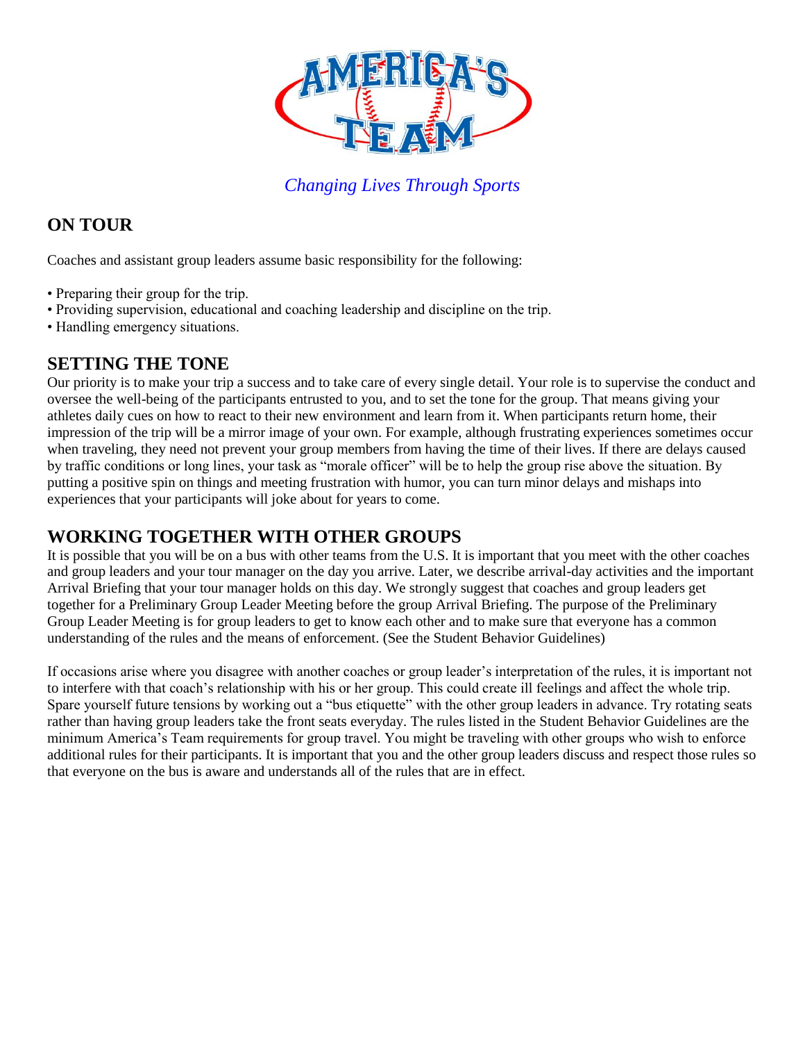*Changing Lives Through Sports*

## ON TOUR

Coaches and assistant group leaders assume basic responsibility for the following:

• Preparing their group for the trip.
• Providing supervision, educational and coaching leadership and discipline on the trip.
• Handling emergency situations.

## SETTING THE TONE

Our priority is to make your trip a success and to take care of every single detail. Your role is to supervise the conduct and oversee the well-being of the participants entrusted to you, and to set the tone for the group. That means giving your athletes daily cues on how to react to their new environment and learn from it. When participants return home, their impression of the trip will be a mirror image of your own. For example, although frustrating experiences sometimes occur when traveling, they need not prevent your group members from having the time of their lives. If there are delays caused by traffic conditions or long lines, your task as "morale officer" will be to help the group rise above the situation. By putting a positive spin on things and meeting frustration with humor, you can turn minor delays and mishaps into experiences that your participants will joke about for years to come.

## WORKING TOGETHER WITH OTHER GROUPS

It is possible that you will be on a bus with other teams from the U.S. It is important that you meet with the other coaches and group leaders and your tour manager on the day you arrive. Later, we describe arrival-day activities and the important Arrival Briefing that your tour manager holds on this day. We strongly suggest that coaches and group leaders get together for a Preliminary Group Leader Meeting before the group Arrival Briefing. The purpose of the Preliminary Group Leader Meeting is for group leaders to get to know each other and to make sure that everyone has a common understanding of the rules and the means of enforcement. (See the Student Behavior Guidelines)

If occasions arise where you disagree with another coaches or group leader's interpretation of the rules, it is important not to interfere with that coach's relationship with his or her group. This could create ill feelings and affect the whole trip. Spare yourself future tensions by working out a "bus etiquette" with the other group leaders in advance. Try rotating seats rather than having group leaders take the front seats everyday. The rules listed in the Student Behavior Guidelines are the minimum America's Team requirements for group travel. You might be traveling with other groups who wish to enforce additional rules for their participants. It is important that you and the other group leaders discuss and respect those rules so that everyone on the bus is aware and understands all of the rules that are in effect.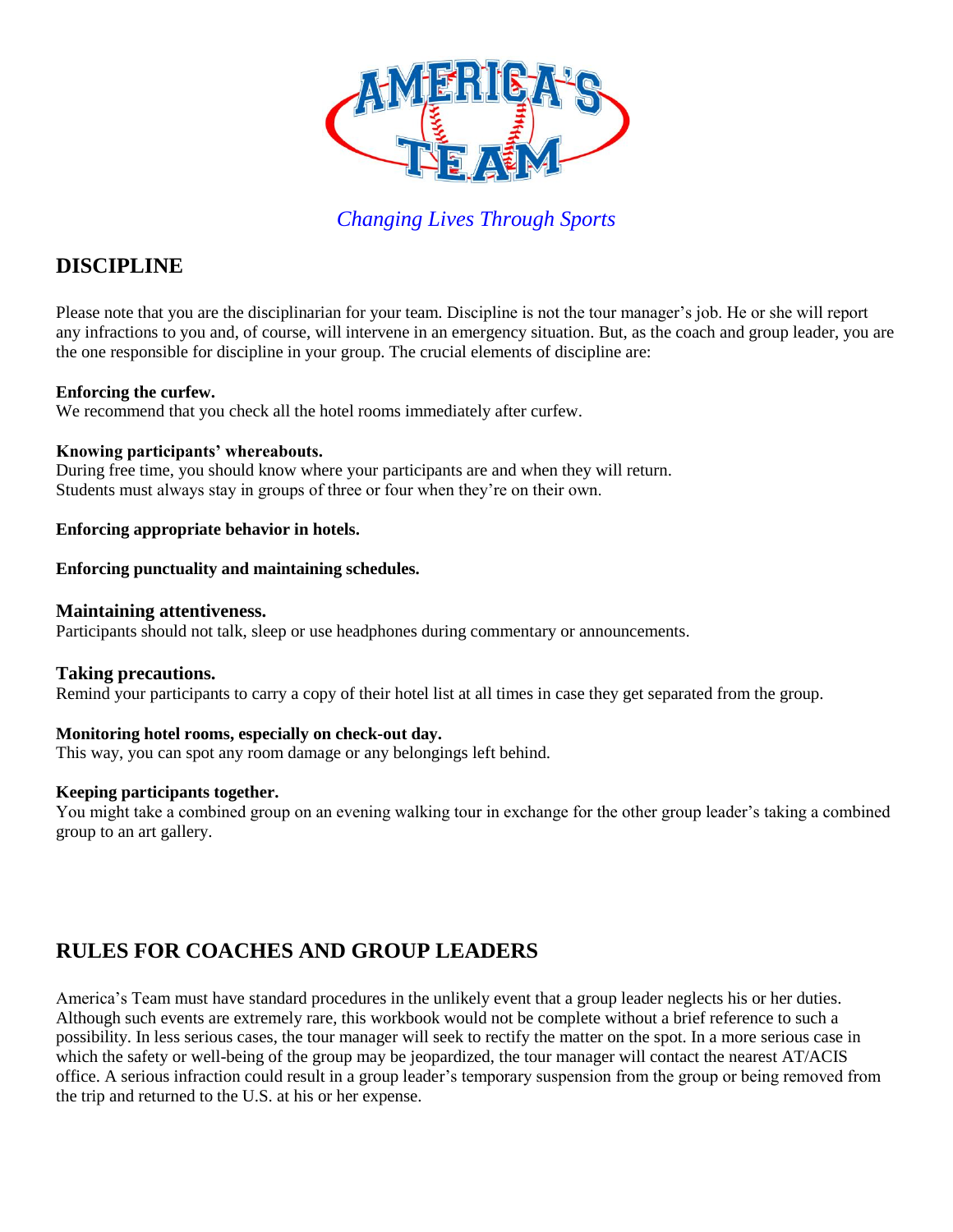*Changing Lives Through Sports*

## DISCIPLINE

Please note that you are the disciplinarian for your team. Discipline is not the tour manager's job. He or she will report any infractions to you and, of course, will intervene in an emergency situation. But, as the coach and group leader, you are the one responsible for discipline in your group. The crucial elements of discipline are:

**Enforcing the curfew.**
We recommend that you check all the hotel rooms immediately after curfew.

**Knowing participants' whereabouts.**
During free time, you should know where your participants are and when they will return.
Students must always stay in groups of three or four when they're on their own.

**Enforcing appropriate behavior in hotels.**

**Enforcing punctuality and maintaining schedules.**

**Maintaining attentiveness.**
Participants should not talk, sleep or use headphones during commentary or announcements.

**Taking precautions.**
Remind your participants to carry a copy of their hotel list at all times in case they get separated from the group.

**Monitoring hotel rooms, especially on check-out day.**
This way, you can spot any room damage or any belongings left behind.

**Keeping participants together.**
You might take a combined group on an evening walking tour in exchange for the other group leader's taking a combined group to an art gallery.

## RULES FOR COACHES AND GROUP LEADERS

America's Team must have standard procedures in the unlikely event that a group leader neglects his or her duties. Although such events are extremely rare, this workbook would not be complete without a brief reference to such a possibility. In less serious cases, the tour manager will seek to rectify the matter on the spot. In a more serious case in which the safety or well-being of the group may be jeopardized, the tour manager will contact the nearest AT/ACIS office. A serious infraction could result in a group leader's temporary suspension from the group or being removed from the trip and returned to the U.S. at his or her expense.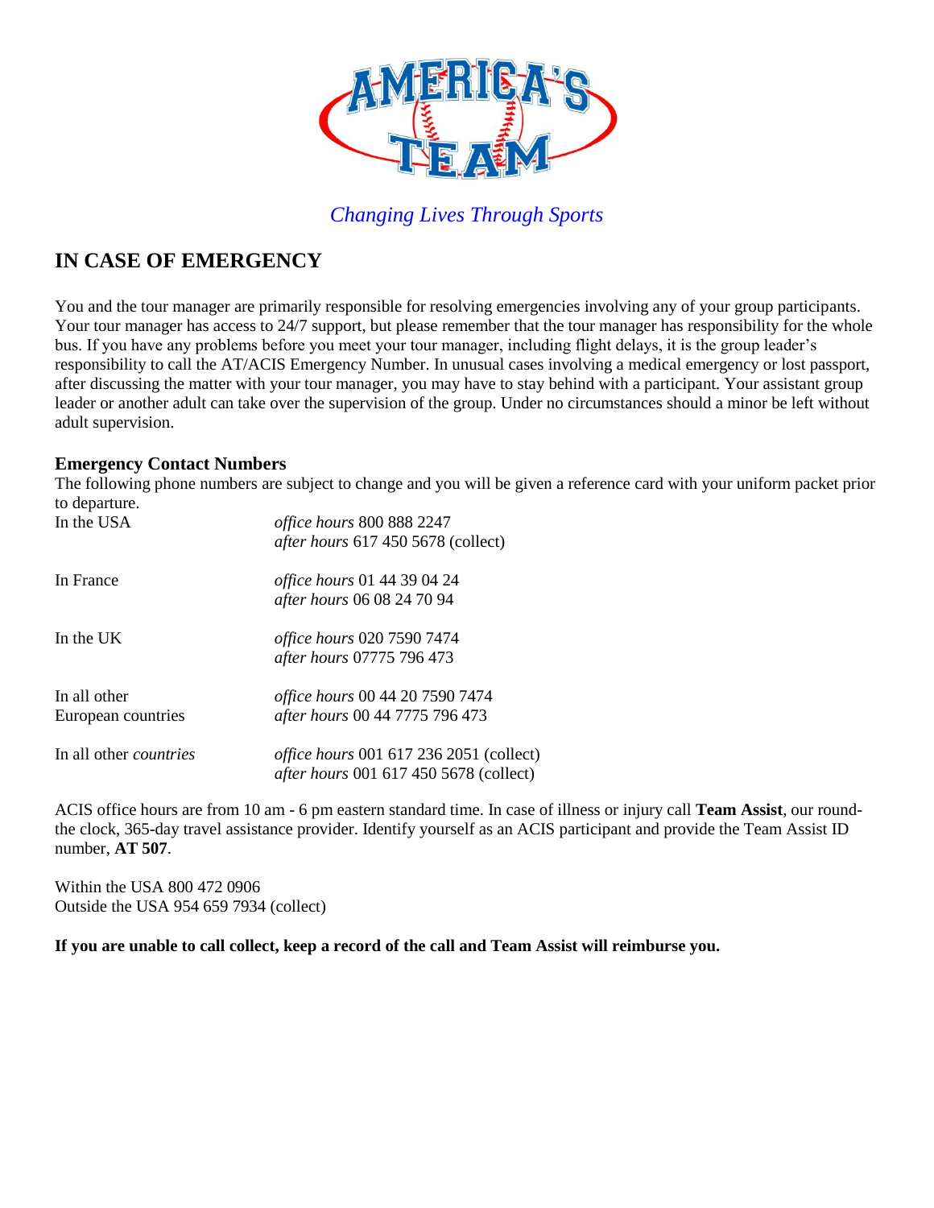*Changing Lives Through Sports*

## IN CASE OF EMERGENCY

You and the tour manager are primarily responsible for resolving emergencies involving any of your group participants. Your tour manager has access to 24/7 support, but please remember that the tour manager has responsibility for the whole bus. If you have any problems before you meet your tour manager, including flight delays, it is the group leader's responsibility to call the AT/ACIS Emergency Number. In unusual cases involving a medical emergency or lost passport, after discussing the matter with your tour manager, you may have to stay behind with a participant. Your assistant group leader or another adult can take over the supervision of the group. Under no circumstances should a minor be left without adult supervision.

### Emergency Contact Numbers

The following phone numbers are subject to change and you will be given a reference card with your uniform packet prior to departure.

| | |
|---|---|
| In the USA | *office hours* 800 888 2247<br>*after hours* 617 450 5678 (collect) |
| In France | *office hours* 01 44 39 04 24<br>*after hours* 06 08 24 70 94 |
| In the UK | *office hours* 020 7590 7474<br>*after hours* 07775 796 473 |
| In all other European countries | *office hours* 00 44 20 7590 7474<br>*after hours* 00 44 7775 796 473 |
| In all other *countries* | *office hours* 001 617 236 2051 (collect)<br>*after hours* 001 617 450 5678 (collect) |

ACIS office hours are from 10 am - 6 pm eastern standard time. In case of illness or injury call **Team Assist**, our round-the clock, 365-day travel assistance provider. Identify yourself as an ACIS participant and provide the Team Assist ID number, **AT 507**.

Within the USA 800 472 0906
Outside the USA 954 659 7934 (collect)

**If you are unable to call collect, keep a record of the call and Team Assist will reimburse you.**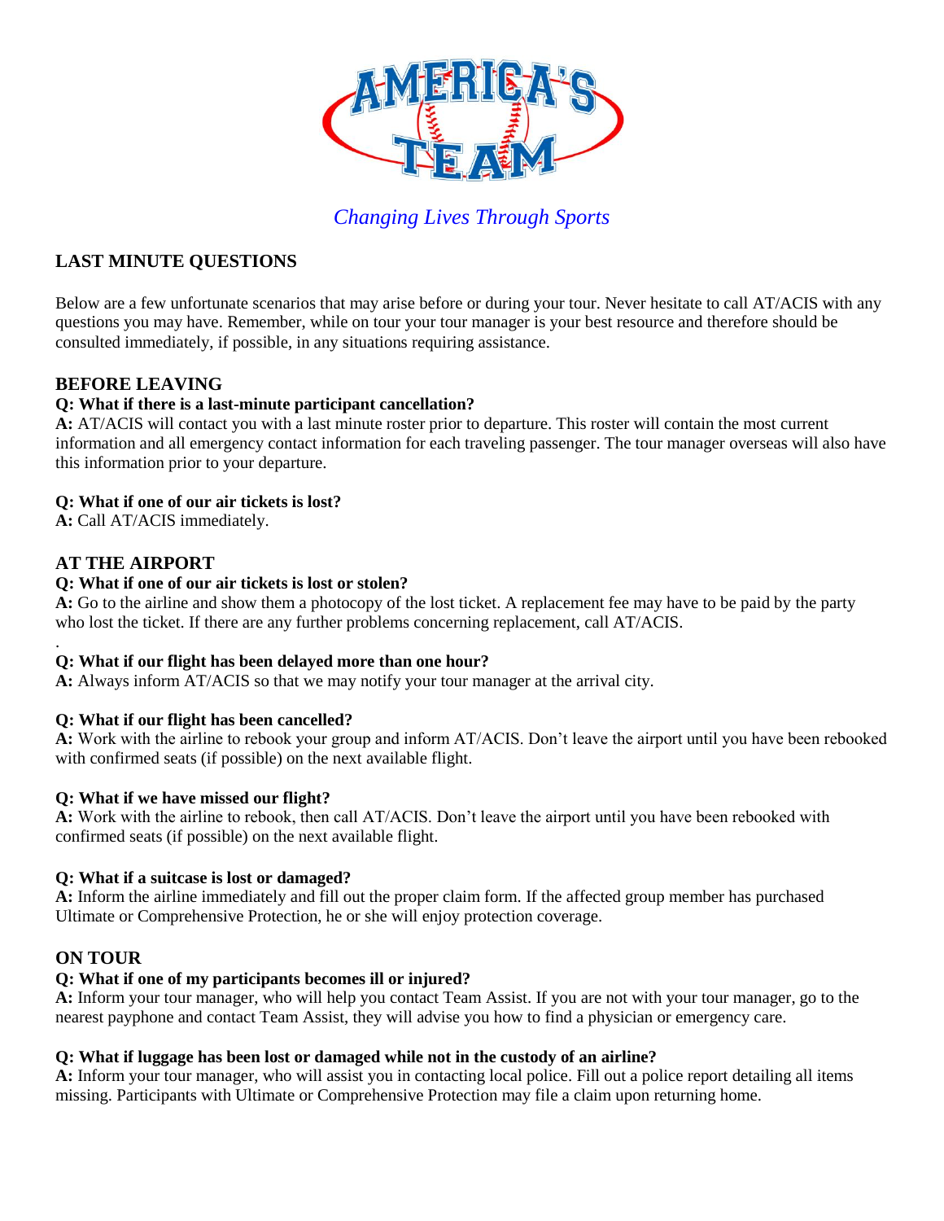*Changing Lives Through Sports*

## LAST MINUTE QUESTIONS

Below are a few unfortunate scenarios that may arise before or during your tour. Never hesitate to call AT/ACIS with any questions you may have. Remember, while on tour your tour manager is your best resource and therefore should be consulted immediately, if possible, in any situations requiring assistance.

### BEFORE LEAVING

**Q: What if there is a last-minute participant cancellation?**
**A:** AT/ACIS will contact you with a last minute roster prior to departure. This roster will contain the most current information and all emergency contact information for each traveling passenger. The tour manager overseas will also have this information prior to your departure.

**Q: What if one of our air tickets is lost?**
**A:** Call AT/ACIS immediately.

### AT THE AIRPORT

**Q: What if one of our air tickets is lost or stolen?**
**A:** Go to the airline and show them a photocopy of the lost ticket. A replacement fee may have to be paid by the party who lost the ticket. If there are any further problems concerning replacement, call AT/ACIS.

**Q: What if our flight has been delayed more than one hour?**
**A:** Always inform AT/ACIS so that we may notify your tour manager at the arrival city.

**Q: What if our flight has been cancelled?**
**A:** Work with the airline to rebook your group and inform AT/ACIS. Don't leave the airport until you have been rebooked with confirmed seats (if possible) on the next available flight.

**Q: What if we have missed our flight?**
**A:** Work with the airline to rebook, then call AT/ACIS. Don't leave the airport until you have been rebooked with confirmed seats (if possible) on the next available flight.

**Q: What if a suitcase is lost or damaged?**
**A:** Inform the airline immediately and fill out the proper claim form. If the affected group member has purchased Ultimate or Comprehensive Protection, he or she will enjoy protection coverage.

### ON TOUR

**Q: What if one of my participants becomes ill or injured?**
**A:** Inform your tour manager, who will help you contact Team Assist. If you are not with your tour manager, go to the nearest payphone and contact Team Assist, they will advise you how to find a physician or emergency care.

**Q: What if luggage has been lost or damaged while not in the custody of an airline?**
**A:** Inform your tour manager, who will assist you in contacting local police. Fill out a police report detailing all items missing. Participants with Ultimate or Comprehensive Protection may file a claim upon returning home.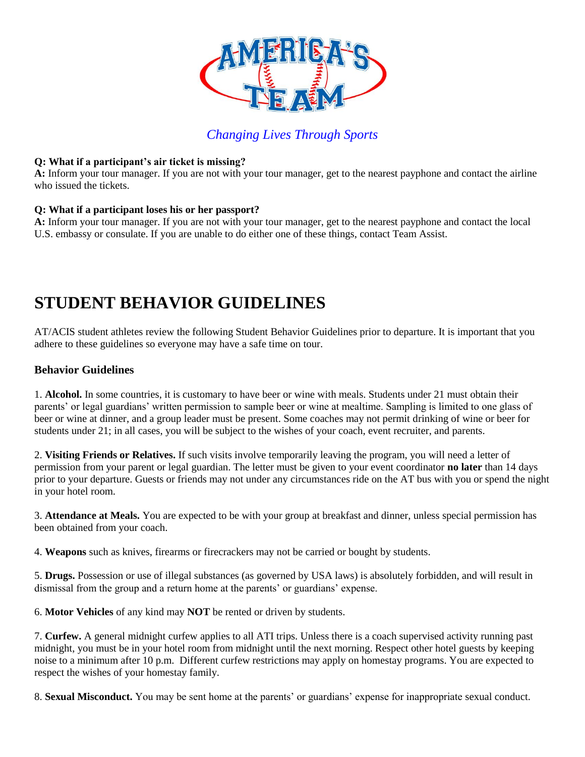*Changing Lives Through Sports*

**Q: What if a participant's air ticket is missing?**
**A:** Inform your tour manager. If you are not with your tour manager, get to the nearest payphone and contact the airline who issued the tickets.

**Q: What if a participant loses his or her passport?**
**A:** Inform your tour manager. If you are not with your tour manager, get to the nearest payphone and contact the local U.S. embassy or consulate. If you are unable to do either one of these things, contact Team Assist.

# STUDENT BEHAVIOR GUIDELINES

AT/ACIS student athletes review the following Student Behavior Guidelines prior to departure. It is important that you adhere to these guidelines so everyone may have a safe time on tour.

### Behavior Guidelines

1. **Alcohol.** In some countries, it is customary to have beer or wine with meals. Students under 21 must obtain their parents' or legal guardians' written permission to sample beer or wine at mealtime. Sampling is limited to one glass of beer or wine at dinner, and a group leader must be present. Some coaches may not permit drinking of wine or beer for students under 21; in all cases, you will be subject to the wishes of your coach, event recruiter, and parents.

2. **Visiting Friends or Relatives.** If such visits involve temporarily leaving the program, you will need a letter of permission from your parent or legal guardian. The letter must be given to your event coordinator **no later** than 14 days prior to your departure. Guests or friends may not under any circumstances ride on the AT bus with you or spend the night in your hotel room.

3. **Attendance at Meals.** You are expected to be with your group at breakfast and dinner, unless special permission has been obtained from your coach.

4. **Weapons** such as knives, firearms or firecrackers may not be carried or bought by students.

5. **Drugs.** Possession or use of illegal substances (as governed by USA laws) is absolutely forbidden, and will result in dismissal from the group and a return home at the parents' or guardians' expense.

6. **Motor Vehicles** of any kind may **NOT** be rented or driven by students.

7. **Curfew.** A general midnight curfew applies to all ATI trips. Unless there is a coach supervised activity running past midnight, you must be in your hotel room from midnight until the next morning. Respect other hotel guests by keeping noise to a minimum after 10 p.m. Different curfew restrictions may apply on homestay programs. You are expected to respect the wishes of your homestay family.

8. **Sexual Misconduct.** You may be sent home at the parents' or guardians' expense for inappropriate sexual conduct.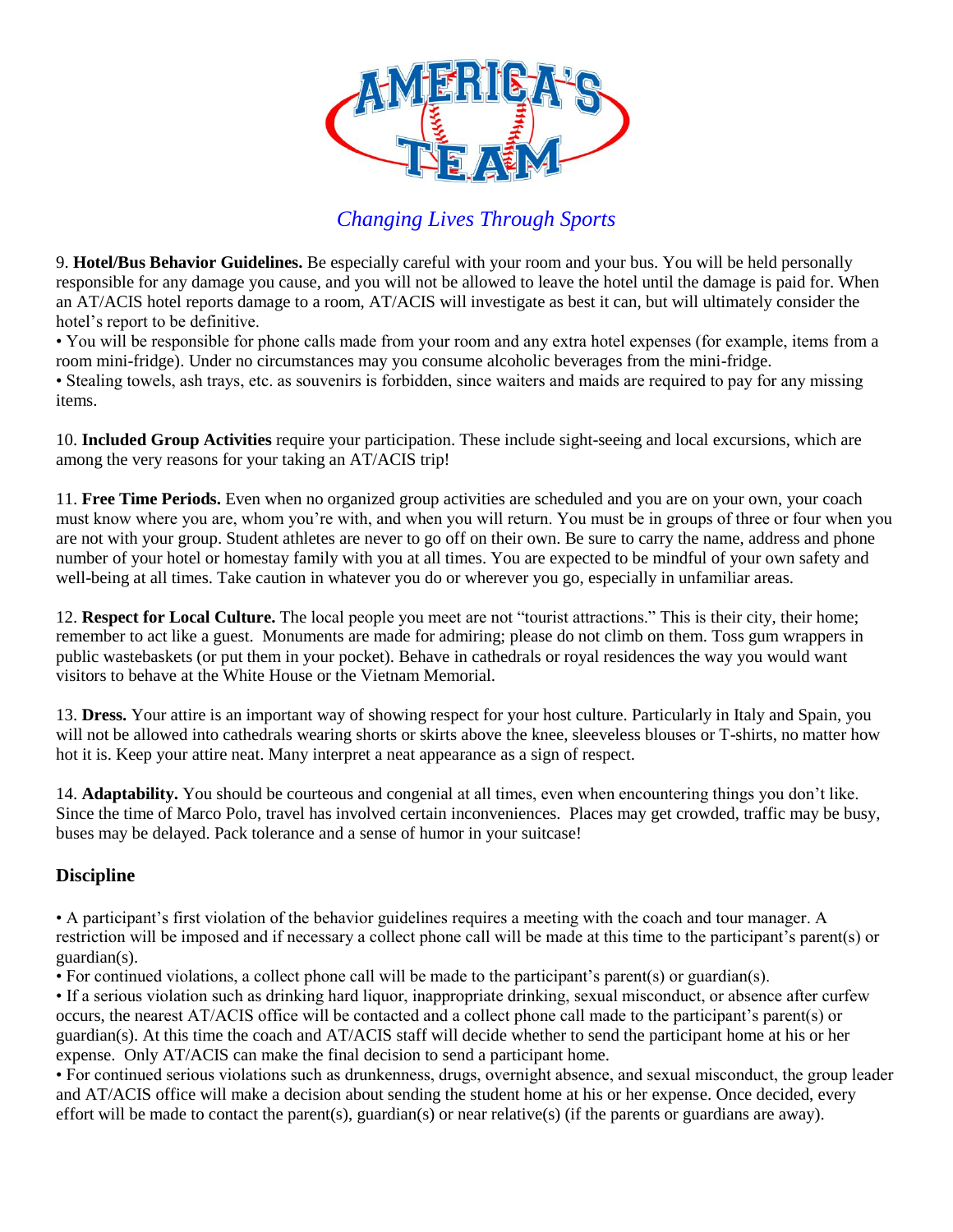*Changing Lives Through Sports*

9. **Hotel/Bus Behavior Guidelines.** Be especially careful with your room and your bus. You will be held personally responsible for any damage you cause, and you will not be allowed to leave the hotel until the damage is paid for. When an AT/ACIS hotel reports damage to a room, AT/ACIS will investigate as best it can, but will ultimately consider the hotel's report to be definitive.

• You will be responsible for phone calls made from your room and any extra hotel expenses (for example, items from a room mini-fridge). Under no circumstances may you consume alcoholic beverages from the mini-fridge.

• Stealing towels, ash trays, etc. as souvenirs is forbidden, since waiters and maids are required to pay for any missing items.

10. **Included Group Activities** require your participation. These include sight-seeing and local excursions, which are among the very reasons for your taking an AT/ACIS trip!

11. **Free Time Periods.** Even when no organized group activities are scheduled and you are on your own, your coach must know where you are, whom you're with, and when you will return. You must be in groups of three or four when you are not with your group. Student athletes are never to go off on their own. Be sure to carry the name, address and phone number of your hotel or homestay family with you at all times. You are expected to be mindful of your own safety and well-being at all times. Take caution in whatever you do or wherever you go, especially in unfamiliar areas.

12. **Respect for Local Culture.** The local people you meet are not "tourist attractions." This is their city, their home; remember to act like a guest. Monuments are made for admiring; please do not climb on them. Toss gum wrappers in public wastebaskets (or put them in your pocket). Behave in cathedrals or royal residences the way you would want visitors to behave at the White House or the Vietnam Memorial.

13. **Dress.** Your attire is an important way of showing respect for your host culture. Particularly in Italy and Spain, you will not be allowed into cathedrals wearing shorts or skirts above the knee, sleeveless blouses or T-shirts, no matter how hot it is. Keep your attire neat. Many interpret a neat appearance as a sign of respect.

14. **Adaptability.** You should be courteous and congenial at all times, even when encountering things you don't like. Since the time of Marco Polo, travel has involved certain inconveniences. Places may get crowded, traffic may be busy, buses may be delayed. Pack tolerance and a sense of humor in your suitcase!

## Discipline

• A participant's first violation of the behavior guidelines requires a meeting with the coach and tour manager. A restriction will be imposed and if necessary a collect phone call will be made at this time to the participant's parent(s) or guardian(s).

• For continued violations, a collect phone call will be made to the participant's parent(s) or guardian(s).

• If a serious violation such as drinking hard liquor, inappropriate drinking, sexual misconduct, or absence after curfew occurs, the nearest AT/ACIS office will be contacted and a collect phone call made to the participant's parent(s) or guardian(s). At this time the coach and AT/ACIS staff will decide whether to send the participant home at his or her expense. Only AT/ACIS can make the final decision to send a participant home.

• For continued serious violations such as drunkenness, drugs, overnight absence, and sexual misconduct, the group leader and AT/ACIS office will make a decision about sending the student home at his or her expense. Once decided, every effort will be made to contact the parent(s), guardian(s) or near relative(s) (if the parents or guardians are away).